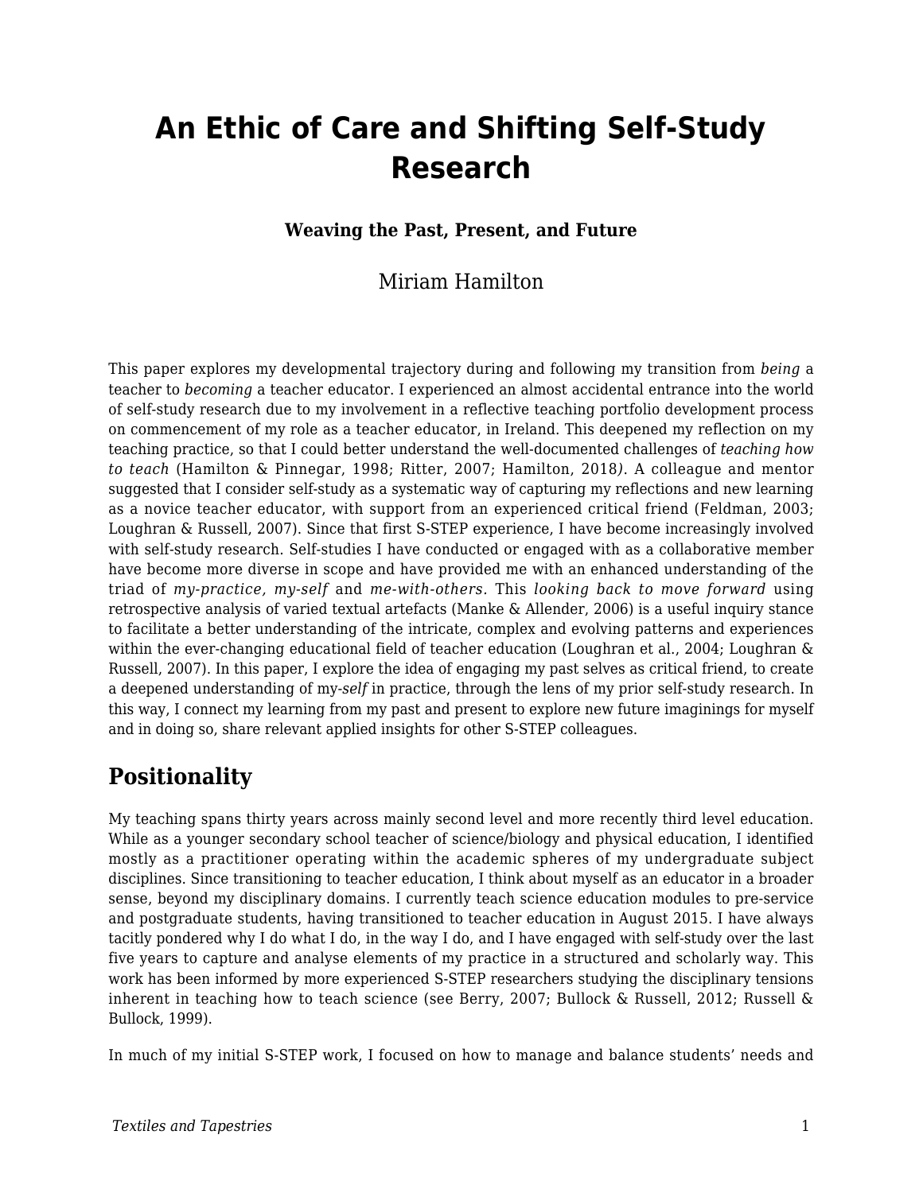# An Ethic of Care and Shifting Self-Study Research

**Weaving the Past, Present, and Future**

Miriam Hamilton

This paper explores my developmental trajectory during and following my transition from *being* a teacher to *becoming* a teacher educator. I experienced an almost accidental entrance into the world of self-study research due to my involvement in a reflective teaching portfolio development process on commencement of my role as a teacher educator, in Ireland. This deepened my reflection on my teaching practice, so that I could better understand the well-documented challenges of *teaching how to teach* (Hamilton & Pinnegar, 1998; Ritter, 2007; Hamilton, 2018). A colleague and mentor suggested that I consider self-study as a systematic way of capturing my reflections and new learning as a novice teacher educator, with support from an experienced critical friend (Feldman, 2003; Loughran & Russell, 2007). Since that first S-STEP experience, I have become increasingly involved with self-study research. Self-studies I have conducted or engaged with as a collaborative member have become more diverse in scope and have provided me with an enhanced understanding of the triad of *my-practice, my-self* and *me-with-others*. This *looking back to move forward* using retrospective analysis of varied textual artefacts (Manke & Allender, 2006) is a useful inquiry stance to facilitate a better understanding of the intricate, complex and evolving patterns and experiences within the ever-changing educational field of teacher education (Loughran et al., 2004; Loughran & Russell, 2007). In this paper, I explore the idea of engaging my past selves as critical friend, to create a deepened understanding of my-*self* in practice, through the lens of my prior self-study research. In this way, I connect my learning from my past and present to explore new future imaginings for myself and in doing so, share relevant applied insights for other S-STEP colleagues.

## Positionality

My teaching spans thirty years across mainly second level and more recently third level education. While as a younger secondary school teacher of science/biology and physical education, I identified mostly as a practitioner operating within the academic spheres of my undergraduate subject disciplines. Since transitioning to teacher education, I think about myself as an educator in a broader sense, beyond my disciplinary domains. I currently teach science education modules to pre-service and postgraduate students, having transitioned to teacher education in August 2015. I have always tacitly pondered why I do what I do, in the way I do, and I have engaged with self-study over the last five years to capture and analyse elements of my practice in a structured and scholarly way. This work has been informed by more experienced S-STEP researchers studying the disciplinary tensions inherent in teaching how to teach science (see Berry, 2007; Bullock & Russell, 2012; Russell & Bullock, 1999).

In much of my initial S-STEP work, I focused on how to manage and balance students' needs and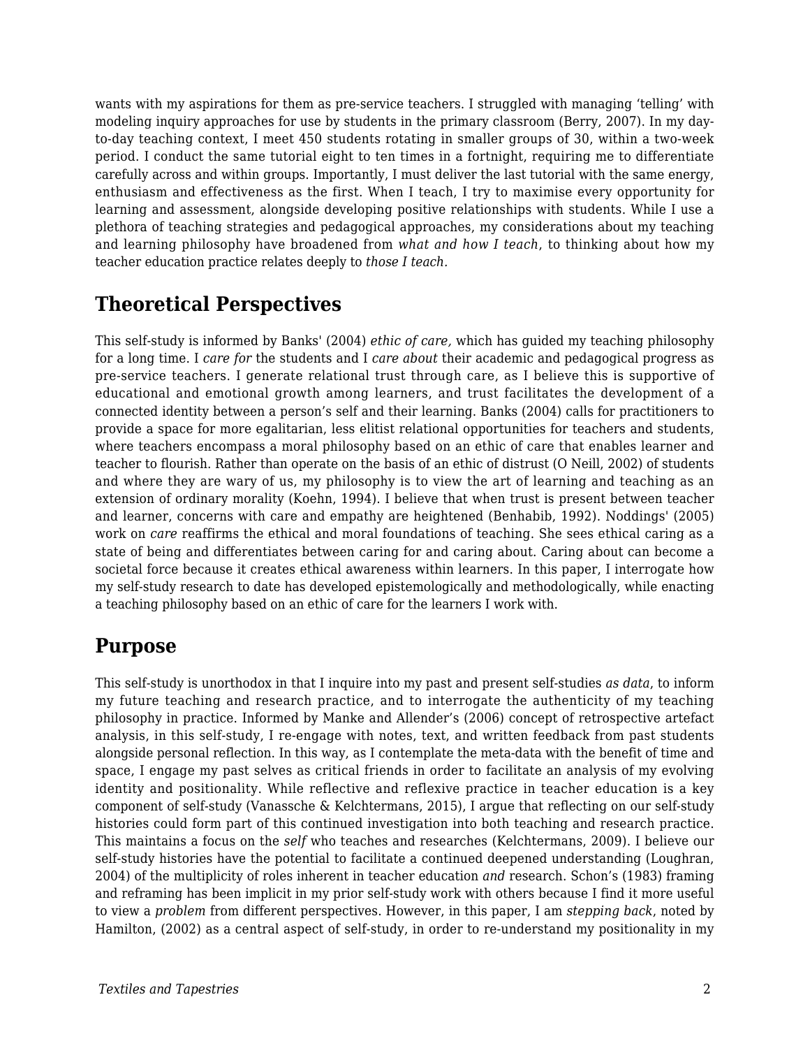wants with my aspirations for them as pre-service teachers. I struggled with managing 'telling' with modeling inquiry approaches for use by students in the primary classroom (Berry, 2007). In my day-to-day teaching context, I meet 450 students rotating in smaller groups of 30, within a two-week period. I conduct the same tutorial eight to ten times in a fortnight, requiring me to differentiate carefully across and within groups. Importantly, I must deliver the last tutorial with the same energy, enthusiasm and effectiveness as the first. When I teach, I try to maximise every opportunity for learning and assessment, alongside developing positive relationships with students. While I use a plethora of teaching strategies and pedagogical approaches, my considerations about my teaching and learning philosophy have broadened from *what and how I teach*, to thinking about how my teacher education practice relates deeply to *those I teach.*

## Theoretical Perspectives

This self-study is informed by Banks' (2004) *ethic of care,* which has guided my teaching philosophy for a long time. I *care for* the students and I *care about* their academic and pedagogical progress as pre-service teachers. I generate relational trust through care, as I believe this is supportive of educational and emotional growth among learners, and trust facilitates the development of a connected identity between a person's self and their learning. Banks (2004) calls for practitioners to provide a space for more egalitarian, less elitist relational opportunities for teachers and students, where teachers encompass a moral philosophy based on an ethic of care that enables learner and teacher to flourish. Rather than operate on the basis of an ethic of distrust (O Neill, 2002) of students and where they are wary of us, my philosophy is to view the art of learning and teaching as an extension of ordinary morality (Koehn, 1994). I believe that when trust is present between teacher and learner, concerns with care and empathy are heightened (Benhabib, 1992). Noddings' (2005) work on *care* reaffirms the ethical and moral foundations of teaching. She sees ethical caring as a state of being and differentiates between caring for and caring about. Caring about can become a societal force because it creates ethical awareness within learners. In this paper, I interrogate how my self-study research to date has developed epistemologically and methodologically, while enacting a teaching philosophy based on an ethic of care for the learners I work with.

## Purpose

This self-study is unorthodox in that I inquire into my past and present self-studies *as data*, to inform my future teaching and research practice, and to interrogate the authenticity of my teaching philosophy in practice. Informed by Manke and Allender's (2006) concept of retrospective artefact analysis, in this self-study, I re-engage with notes, text, and written feedback from past students alongside personal reflection. In this way, as I contemplate the meta-data with the benefit of time and space, I engage my past selves as critical friends in order to facilitate an analysis of my evolving identity and positionality. While reflective and reflexive practice in teacher education is a key component of self-study (Vanassche & Kelchtermans, 2015), I argue that reflecting on our self-study histories could form part of this continued investigation into both teaching and research practice. This maintains a focus on the *self* who teaches and researches (Kelchtermans, 2009). I believe our self-study histories have the potential to facilitate a continued deepened understanding (Loughran, 2004) of the multiplicity of roles inherent in teacher education *and* research. Schon's (1983) framing and reframing has been implicit in my prior self-study work with others because I find it more useful to view a *problem* from different perspectives. However, in this paper, I am *stepping back*, noted by Hamilton, (2002) as a central aspect of self-study, in order to re-understand my positionality in my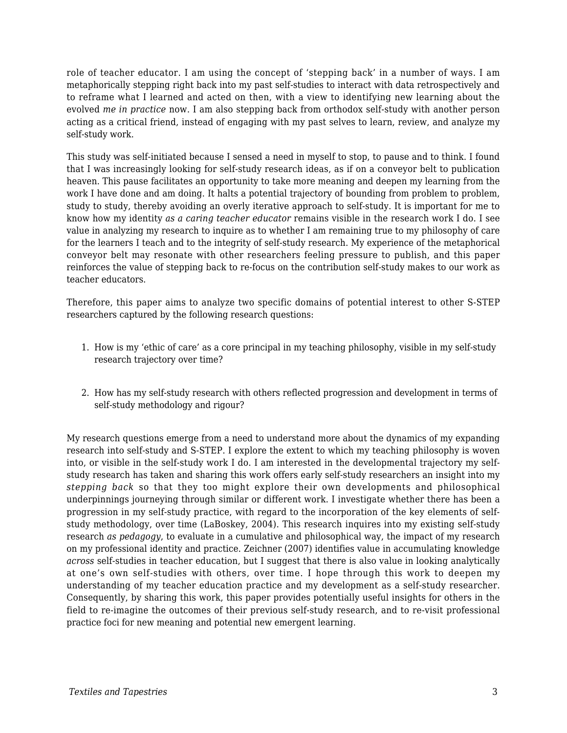role of teacher educator. I am using the concept of 'stepping back' in a number of ways. I am metaphorically stepping right back into my past self-studies to interact with data retrospectively and to reframe what I learned and acted on then, with a view to identifying new learning about the evolved *me in practice* now. I am also stepping back from orthodox self-study with another person acting as a critical friend, instead of engaging with my past selves to learn, review, and analyze my self-study work.

This study was self-initiated because I sensed a need in myself to stop, to pause and to think. I found that I was increasingly looking for self-study research ideas, as if on a conveyor belt to publication heaven. This pause facilitates an opportunity to take more meaning and deepen my learning from the work I have done and am doing. It halts a potential trajectory of bounding from problem to problem, study to study, thereby avoiding an overly iterative approach to self-study. It is important for me to know how my identity *as a caring teacher educator* remains visible in the research work I do. I see value in analyzing my research to inquire as to whether I am remaining true to my philosophy of care for the learners I teach and to the integrity of self-study research. My experience of the metaphorical conveyor belt may resonate with other researchers feeling pressure to publish, and this paper reinforces the value of stepping back to re-focus on the contribution self-study makes to our work as teacher educators.

Therefore, this paper aims to analyze two specific domains of potential interest to other S-STEP researchers captured by the following research questions:

1. How is my 'ethic of care' as a core principal in my teaching philosophy, visible in my self-study research trajectory over time?

2. How has my self-study research with others reflected progression and development in terms of self-study methodology and rigour?

My research questions emerge from a need to understand more about the dynamics of my expanding research into self-study and S-STEP. I explore the extent to which my teaching philosophy is woven into, or visible in the self-study work I do. I am interested in the developmental trajectory my self-study research has taken and sharing this work offers early self-study researchers an insight into my *stepping back* so that they too might explore their own developments and philosophical underpinnings journeying through similar or different work. I investigate whether there has been a progression in my self-study practice, with regard to the incorporation of the key elements of self-study methodology, over time (LaBoskey, 2004). This research inquires into my existing self-study research *as pedagogy*, to evaluate in a cumulative and philosophical way, the impact of my research on my professional identity and practice. Zeichner (2007) identifies value in accumulating knowledge *across* self-studies in teacher education, but I suggest that there is also value in looking analytically at one's own self-studies with others, over time. I hope through this work to deepen my understanding of my teacher education practice and my development as a self-study researcher. Consequently, by sharing this work, this paper provides potentially useful insights for others in the field to re-imagine the outcomes of their previous self-study research, and to re-visit professional practice foci for new meaning and potential new emergent learning.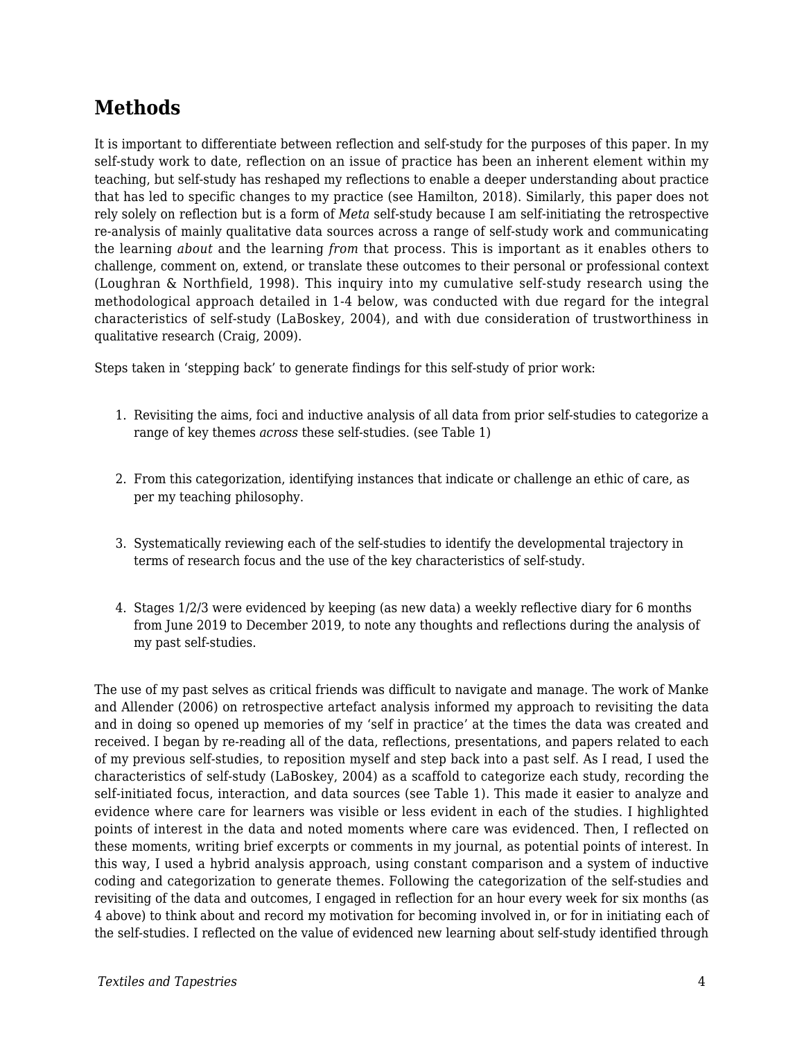## Methods

It is important to differentiate between reflection and self-study for the purposes of this paper. In my self-study work to date, reflection on an issue of practice has been an inherent element within my teaching, but self-study has reshaped my reflections to enable a deeper understanding about practice that has led to specific changes to my practice (see Hamilton, 2018). Similarly, this paper does not rely solely on reflection but is a form of *Meta* self-study because I am self-initiating the retrospective re-analysis of mainly qualitative data sources across a range of self-study work and communicating the learning *about* and the learning *from* that process. This is important as it enables others to challenge, comment on, extend, or translate these outcomes to their personal or professional context (Loughran & Northfield, 1998). This inquiry into my cumulative self-study research using the methodological approach detailed in 1-4 below, was conducted with due regard for the integral characteristics of self-study (LaBoskey, 2004), and with due consideration of trustworthiness in qualitative research (Craig, 2009).

Steps taken in 'stepping back' to generate findings for this self-study of prior work:

1. Revisiting the aims, foci and inductive analysis of all data from prior self-studies to categorize a range of key themes *across* these self-studies. (see Table 1)
2. From this categorization, identifying instances that indicate or challenge an ethic of care, as per my teaching philosophy.
3. Systematically reviewing each of the self-studies to identify the developmental trajectory in terms of research focus and the use of the key characteristics of self-study.
4. Stages 1/2/3 were evidenced by keeping (as new data) a weekly reflective diary for 6 months from June 2019 to December 2019, to note any thoughts and reflections during the analysis of my past self-studies.

The use of my past selves as critical friends was difficult to navigate and manage. The work of Manke and Allender (2006) on retrospective artefact analysis informed my approach to revisiting the data and in doing so opened up memories of my 'self in practice' at the times the data was created and received. I began by re-reading all of the data, reflections, presentations, and papers related to each of my previous self-studies, to reposition myself and step back into a past self. As I read, I used the characteristics of self-study (LaBoskey, 2004) as a scaffold to categorize each study, recording the self-initiated focus, interaction, and data sources (see Table 1). This made it easier to analyze and evidence where care for learners was visible or less evident in each of the studies. I highlighted points of interest in the data and noted moments where care was evidenced. Then, I reflected on these moments, writing brief excerpts or comments in my journal, as potential points of interest. In this way, I used a hybrid analysis approach, using constant comparison and a system of inductive coding and categorization to generate themes. Following the categorization of the self-studies and revisiting of the data and outcomes, I engaged in reflection for an hour every week for six months (as 4 above) to think about and record my motivation for becoming involved in, or for in initiating each of the self-studies. I reflected on the value of evidenced new learning about self-study identified through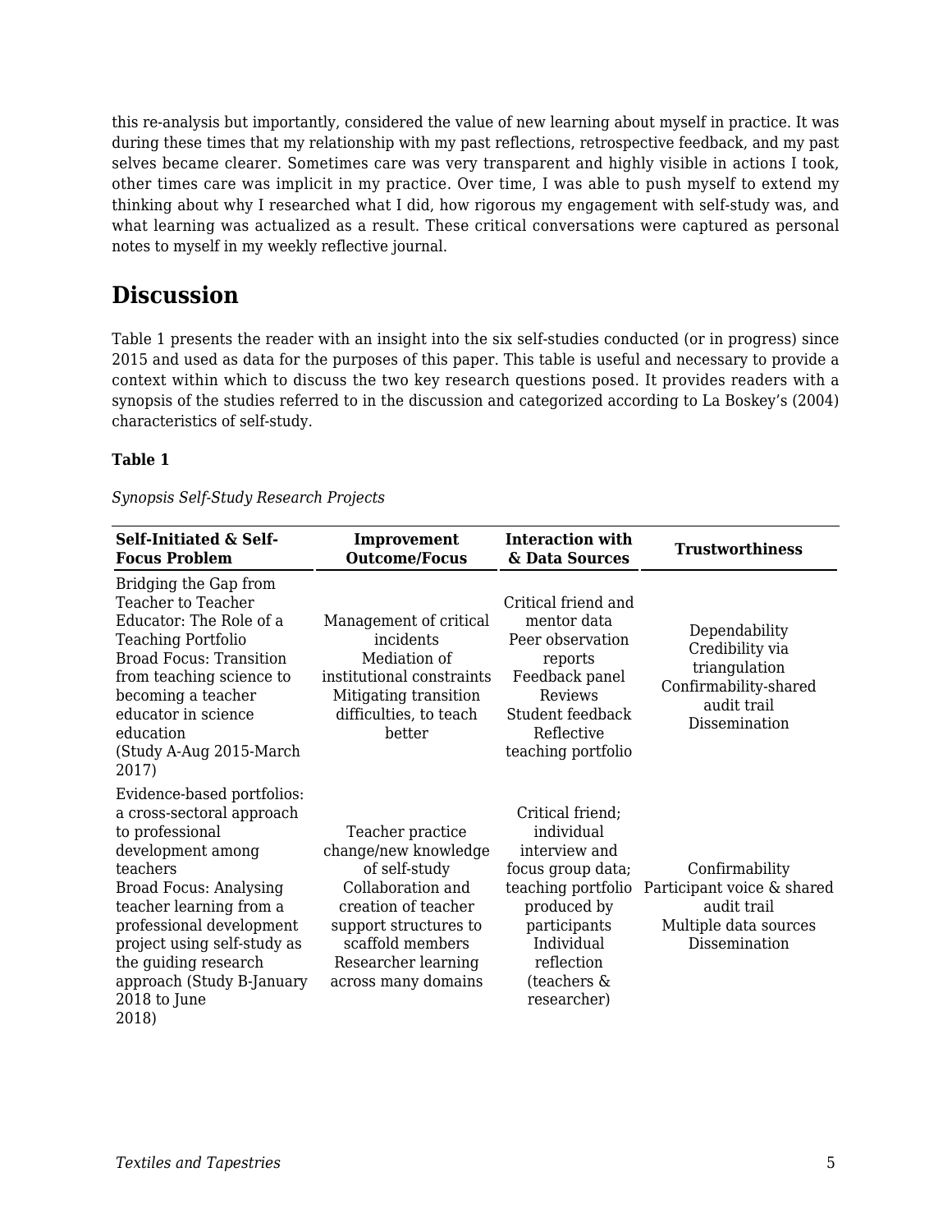this re-analysis but importantly, considered the value of new learning about myself in practice. It was during these times that my relationship with my past reflections, retrospective feedback, and my past selves became clearer. Sometimes care was very transparent and highly visible in actions I took, other times care was implicit in my practice. Over time, I was able to push myself to extend my thinking about why I researched what I did, how rigorous my engagement with self-study was, and what learning was actualized as a result. These critical conversations were captured as personal notes to myself in my weekly reflective journal.

## Discussion

Table 1 presents the reader with an insight into the six self-studies conducted (or in progress) since 2015 and used as data for the purposes of this paper. This table is useful and necessary to provide a context within which to discuss the two key research questions posed. It provides readers with a synopsis of the studies referred to in the discussion and categorized according to La Boskey's (2004) characteristics of self-study.

**Table 1**

*Synopsis Self-Study Research Projects*

| Self-Initiated & Self-Focus Problem | Improvement Outcome/Focus | Interaction with & Data Sources | Trustworthiness |
|---|---|---|---|
| Bridging the Gap from Teacher to Teacher Educator: The Role of a Teaching Portfolio<br>Broad Focus: Transition from teaching science to becoming a teacher educator in science education<br>(Study A-Aug 2015-March 2017) | Management of critical incidents<br>Mediation of institutional constraints<br>Mitigating transition difficulties, to teach better | Critical friend and mentor data<br>Peer observation reports<br>Feedback panel Reviews<br>Student feedback<br>Reflective teaching portfolio | Dependability<br>Credibility via triangulation<br>Confirmability-shared audit trail<br>Dissemination |
| Evidence-based portfolios: a cross-sectoral approach to professional development among teachers<br>Broad Focus: Analysing teacher learning from a professional development project using self-study as the guiding research approach (Study B-January 2018 to June 2018) | Teacher practice change/new knowledge of self-study<br>Collaboration and creation of teacher support structures to scaffold members<br>Researcher learning across many domains | Critical friend; individual interview and focus group data; teaching portfolio produced by participants<br>Individual reflection (teachers & researcher) | Confirmability<br>Participant voice & shared audit trail<br>Multiple data sources<br>Dissemination |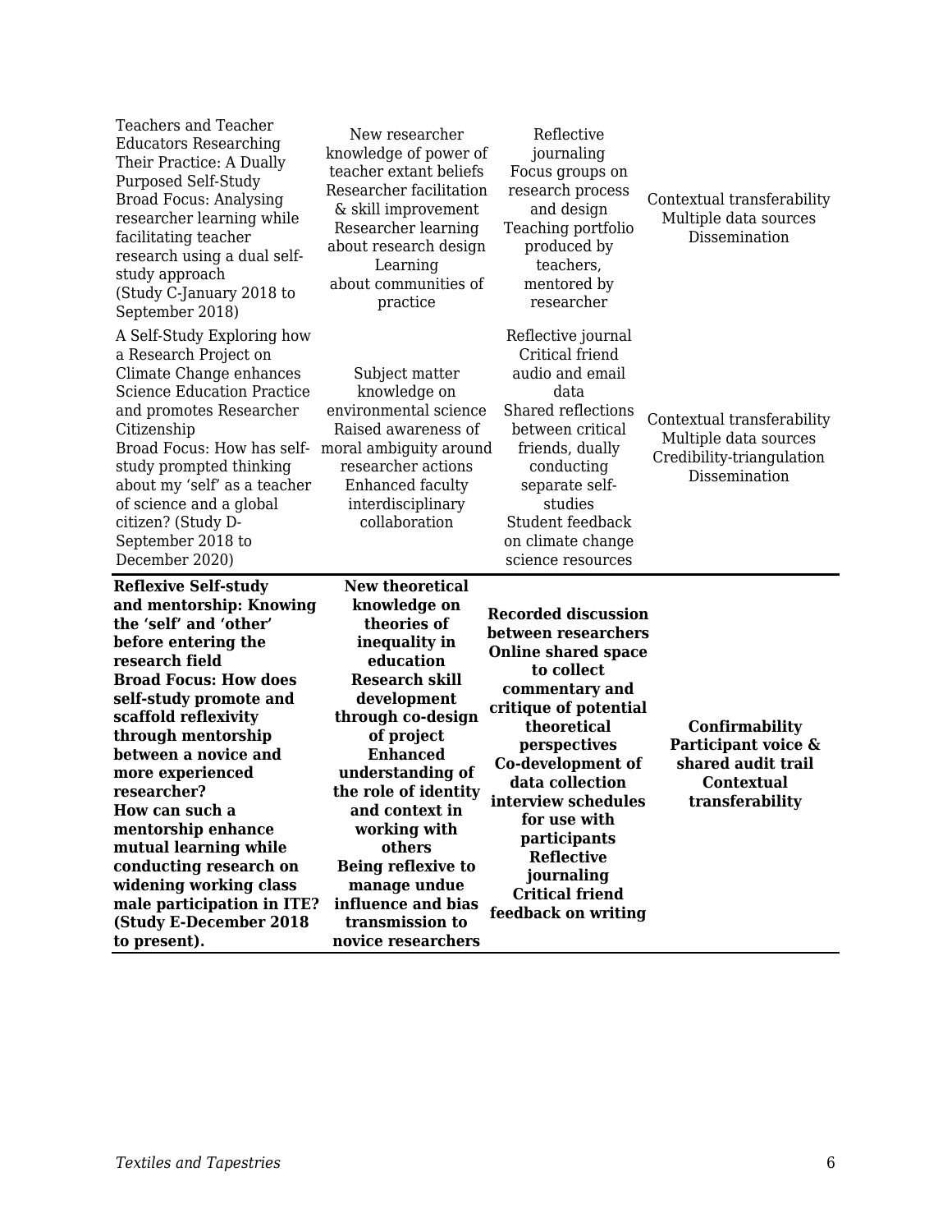| | | | |
|---|---|---|---|
| Teachers and Teacher Educators Researching Their Practice: A Dually Purposed Self-Study<br>Broad Focus: Analysing researcher learning while facilitating teacher research using a dual self-study approach<br>(Study C-January 2018 to September 2018) | New researcher knowledge of power of teacher extant beliefs<br>Researcher facilitation & skill improvement<br>Researcher learning about research design<br>Learning about communities of practice | Reflective journaling<br>Focus groups on research process and design<br>Teaching portfolio produced by teachers, mentored by researcher | Contextual transferability<br>Multiple data sources<br>Dissemination |
| A Self-Study Exploring how a Research Project on Climate Change enhances Science Education Practice and promotes Researcher Citizenship<br>Broad Focus: How has self-study prompted thinking about my 'self' as a teacher of science and a global citizen? (Study D-September 2018 to December 2020) | Subject matter knowledge on environmental science<br>Raised awareness of moral ambiguity around researcher actions<br>Enhanced faculty interdisciplinary collaboration | Reflective journal<br>Critical friend audio and email data<br>Shared reflections between critical friends, dually conducting separate self-studies<br>Student feedback on climate change science resources | Contextual transferability<br>Multiple data sources<br>Credibility-triangulation<br>Dissemination |
| **Reflexive Self-study and mentorship: Knowing the 'self' and 'other' before entering the research field**<br>**Broad Focus: How does self-study promote and scaffold reflexivity through mentorship between a novice and more experienced researcher?**<br>**How can such a mentorship enhance mutual learning while conducting research on widening working class male participation in ITE? (Study E-December 2018 to present).** | **New theoretical knowledge on theories of inequality in education**<br>**Research skill development through co-design of project**<br>**Enhanced understanding of the role of identity and context in working with others**<br>**Being reflexive to manage undue influence and bias transmission to novice researchers** | **Recorded discussion between researchers**<br>**Online shared space to collect commentary and critique of potential theoretical perspectives**<br>**Co-development of data collection interview schedules for use with participants**<br>**Reflective journaling**<br>**Critical friend feedback on writing** | **Confirmability**<br>**Participant voice & shared audit trail**<br>**Contextual transferability** |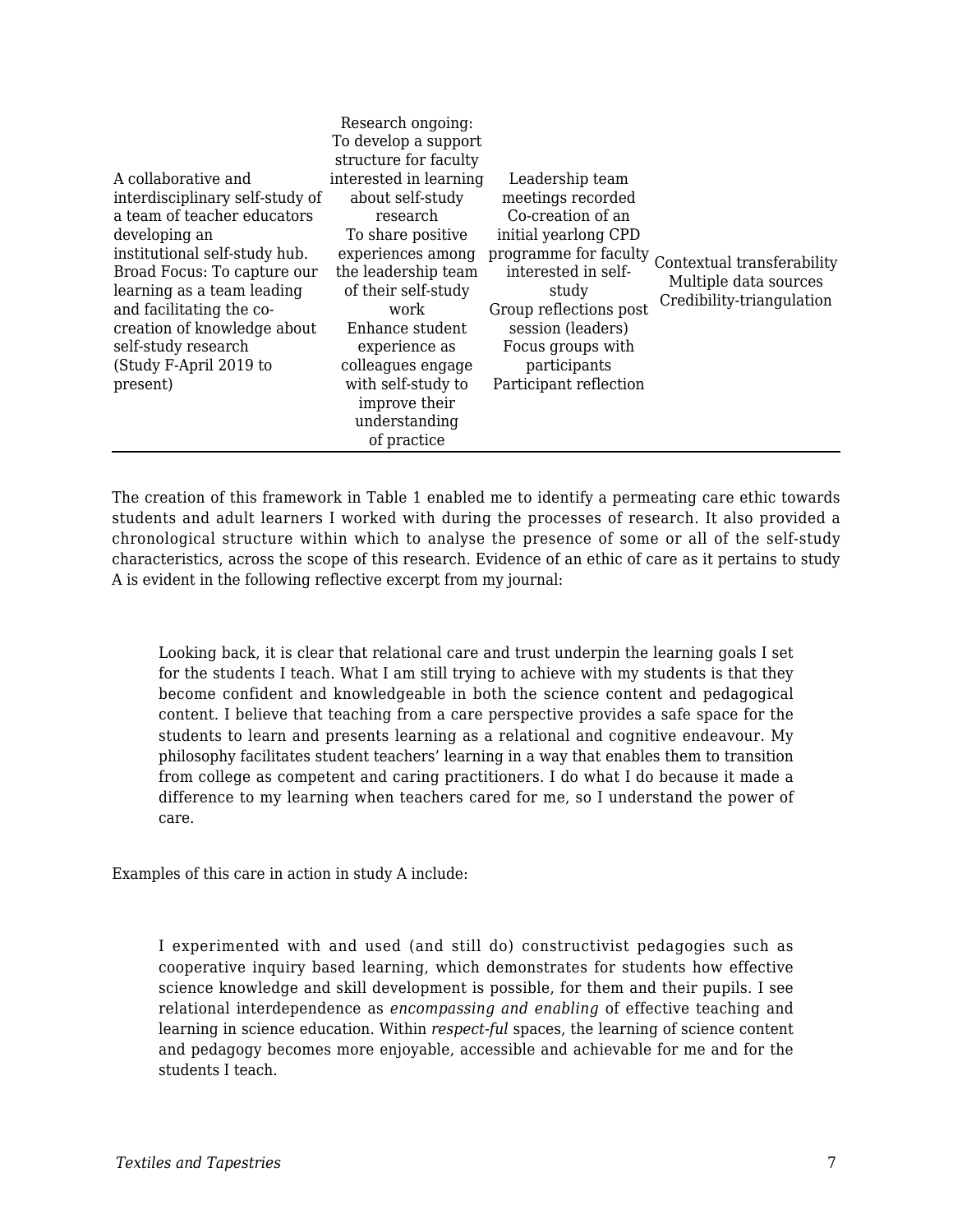| | | | |
|---|---|---|---|
| A collaborative and interdisciplinary self-study of a team of teacher educators developing an institutional self-study hub. Broad Focus: To capture our learning as a team leading and facilitating the co-creation of knowledge about self-study research (Study F-April 2019 to present) | Research ongoing: To develop a support structure for faculty interested in learning about self-study research To share positive experiences among the leadership team of their self-study work Enhance student experience as colleagues engage with self-study to improve their understanding of practice | Leadership team meetings recorded Co-creation of an initial yearlong CPD programme for faculty interested in self-study Group reflections post session (leaders) Focus groups with participants Participant reflection | Contextual transferability Multiple data sources Credibility-triangulation |

The creation of this framework in Table 1 enabled me to identify a permeating care ethic towards students and adult learners I worked with during the processes of research. It also provided a chronological structure within which to analyse the presence of some or all of the self-study characteristics, across the scope of this research. Evidence of an ethic of care as it pertains to study A is evident in the following reflective excerpt from my journal:

> Looking back, it is clear that relational care and trust underpin the learning goals I set for the students I teach. What I am still trying to achieve with my students is that they become confident and knowledgeable in both the science content and pedagogical content. I believe that teaching from a care perspective provides a safe space for the students to learn and presents learning as a relational and cognitive endeavour. My philosophy facilitates student teachers' learning in a way that enables them to transition from college as competent and caring practitioners. I do what I do because it made a difference to my learning when teachers cared for me, so I understand the power of care.

Examples of this care in action in study A include:

> I experimented with and used (and still do) constructivist pedagogies such as cooperative inquiry based learning, which demonstrates for students how effective science knowledge and skill development is possible, for them and their pupils. I see relational interdependence as *encompassing and enabling* of effective teaching and learning in science education. Within *respect-ful* spaces, the learning of science content and pedagogy becomes more enjoyable, accessible and achievable for me and for the students I teach.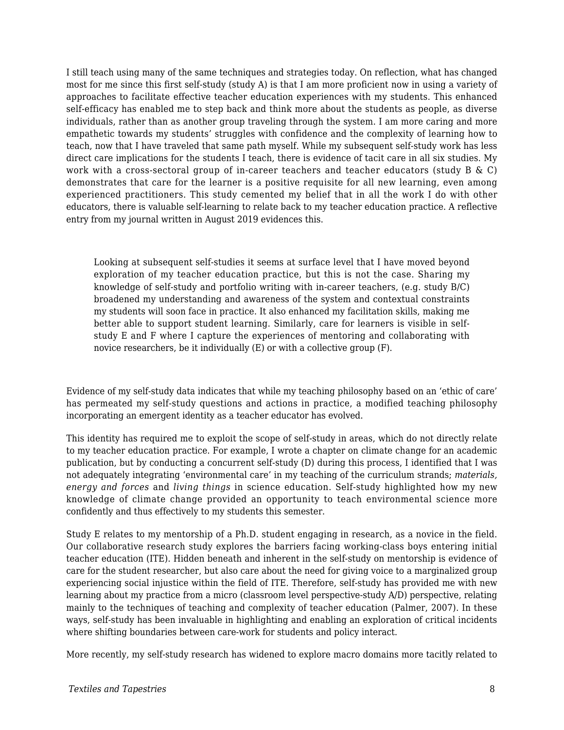I still teach using many of the same techniques and strategies today. On reflection, what has changed most for me since this first self-study (study A) is that I am more proficient now in using a variety of approaches to facilitate effective teacher education experiences with my students. This enhanced self-efficacy has enabled me to step back and think more about the students as people, as diverse individuals, rather than as another group traveling through the system. I am more caring and more empathetic towards my students' struggles with confidence and the complexity of learning how to teach, now that I have traveled that same path myself. While my subsequent self-study work has less direct care implications for the students I teach, there is evidence of tacit care in all six studies. My work with a cross-sectoral group of in-career teachers and teacher educators (study B & C) demonstrates that care for the learner is a positive requisite for all new learning, even among experienced practitioners. This study cemented my belief that in all the work I do with other educators, there is valuable self-learning to relate back to my teacher education practice. A reflective entry from my journal written in August 2019 evidences this.

> Looking at subsequent self-studies it seems at surface level that I have moved beyond exploration of my teacher education practice, but this is not the case. Sharing my knowledge of self-study and portfolio writing with in-career teachers, (e.g. study B/C) broadened my understanding and awareness of the system and contextual constraints my students will soon face in practice. It also enhanced my facilitation skills, making me better able to support student learning. Similarly, care for learners is visible in self-study E and F where I capture the experiences of mentoring and collaborating with novice researchers, be it individually (E) or with a collective group (F).

Evidence of my self-study data indicates that while my teaching philosophy based on an 'ethic of care' has permeated my self-study questions and actions in practice, a modified teaching philosophy incorporating an emergent identity as a teacher educator has evolved.

This identity has required me to exploit the scope of self-study in areas, which do not directly relate to my teacher education practice. For example, I wrote a chapter on climate change for an academic publication, but by conducting a concurrent self-study (D) during this process, I identified that I was not adequately integrating 'environmental care' in my teaching of the curriculum strands; *materials, energy and forces* and *living things* in science education. Self-study highlighted how my new knowledge of climate change provided an opportunity to teach environmental science more confidently and thus effectively to my students this semester.

Study E relates to my mentorship of a Ph.D. student engaging in research, as a novice in the field. Our collaborative research study explores the barriers facing working-class boys entering initial teacher education (ITE). Hidden beneath and inherent in the self-study on mentorship is evidence of care for the student researcher, but also care about the need for giving voice to a marginalized group experiencing social injustice within the field of ITE. Therefore, self-study has provided me with new learning about my practice from a micro (classroom level perspective-study A/D) perspective, relating mainly to the techniques of teaching and complexity of teacher education (Palmer, 2007). In these ways, self-study has been invaluable in highlighting and enabling an exploration of critical incidents where shifting boundaries between care-work for students and policy interact.

More recently, my self-study research has widened to explore macro domains more tacitly related to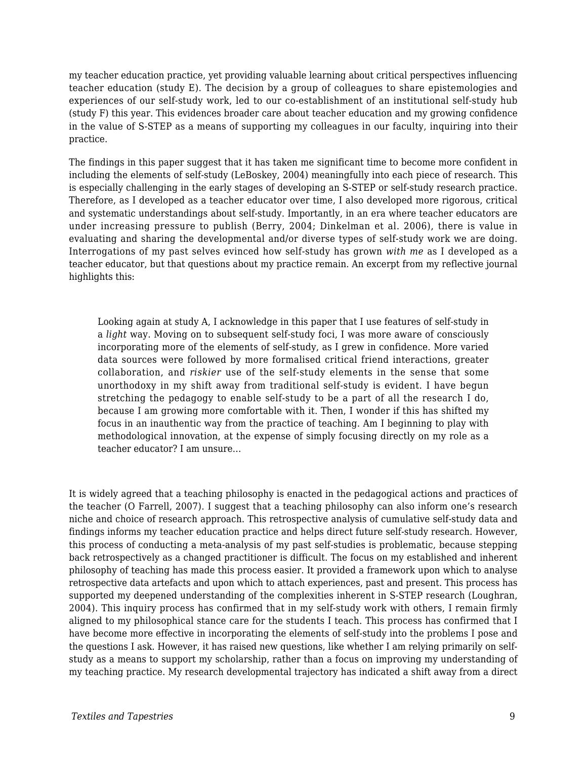my teacher education practice, yet providing valuable learning about critical perspectives influencing teacher education (study E). The decision by a group of colleagues to share epistemologies and experiences of our self-study work, led to our co-establishment of an institutional self-study hub (study F) this year. This evidences broader care about teacher education and my growing confidence in the value of S-STEP as a means of supporting my colleagues in our faculty, inquiring into their practice.

The findings in this paper suggest that it has taken me significant time to become more confident in including the elements of self-study (LeBoskey, 2004) meaningfully into each piece of research. This is especially challenging in the early stages of developing an S-STEP or self-study research practice. Therefore, as I developed as a teacher educator over time, I also developed more rigorous, critical and systematic understandings about self-study. Importantly, in an era where teacher educators are under increasing pressure to publish (Berry, 2004; Dinkelman et al. 2006), there is value in evaluating and sharing the developmental and/or diverse types of self-study work we are doing. Interrogations of my past selves evinced how self-study has grown *with me* as I developed as a teacher educator, but that questions about my practice remain. An excerpt from my reflective journal highlights this:

> Looking again at study A, I acknowledge in this paper that I use features of self-study in a *light* way. Moving on to subsequent self-study foci, I was more aware of consciously incorporating more of the elements of self-study, as I grew in confidence. More varied data sources were followed by more formalised critical friend interactions, greater collaboration, and *riskier* use of the self-study elements in the sense that some unorthodoxy in my shift away from traditional self-study is evident. I have begun stretching the pedagogy to enable self-study to be a part of all the research I do, because I am growing more comfortable with it. Then, I wonder if this has shifted my focus in an inauthentic way from the practice of teaching. Am I beginning to play with methodological innovation, at the expense of simply focusing directly on my role as a teacher educator? I am unsure…

It is widely agreed that a teaching philosophy is enacted in the pedagogical actions and practices of the teacher (O Farrell, 2007). I suggest that a teaching philosophy can also inform one's research niche and choice of research approach. This retrospective analysis of cumulative self-study data and findings informs my teacher education practice and helps direct future self-study research. However, this process of conducting a meta-analysis of my past self-studies is problematic, because stepping back retrospectively as a changed practitioner is difficult. The focus on my established and inherent philosophy of teaching has made this process easier. It provided a framework upon which to analyse retrospective data artefacts and upon which to attach experiences, past and present. This process has supported my deepened understanding of the complexities inherent in S-STEP research (Loughran, 2004). This inquiry process has confirmed that in my self-study work with others, I remain firmly aligned to my philosophical stance care for the students I teach. This process has confirmed that I have become more effective in incorporating the elements of self-study into the problems I pose and the questions I ask. However, it has raised new questions, like whether I am relying primarily on self-study as a means to support my scholarship, rather than a focus on improving my understanding of my teaching practice. My research developmental trajectory has indicated a shift away from a direct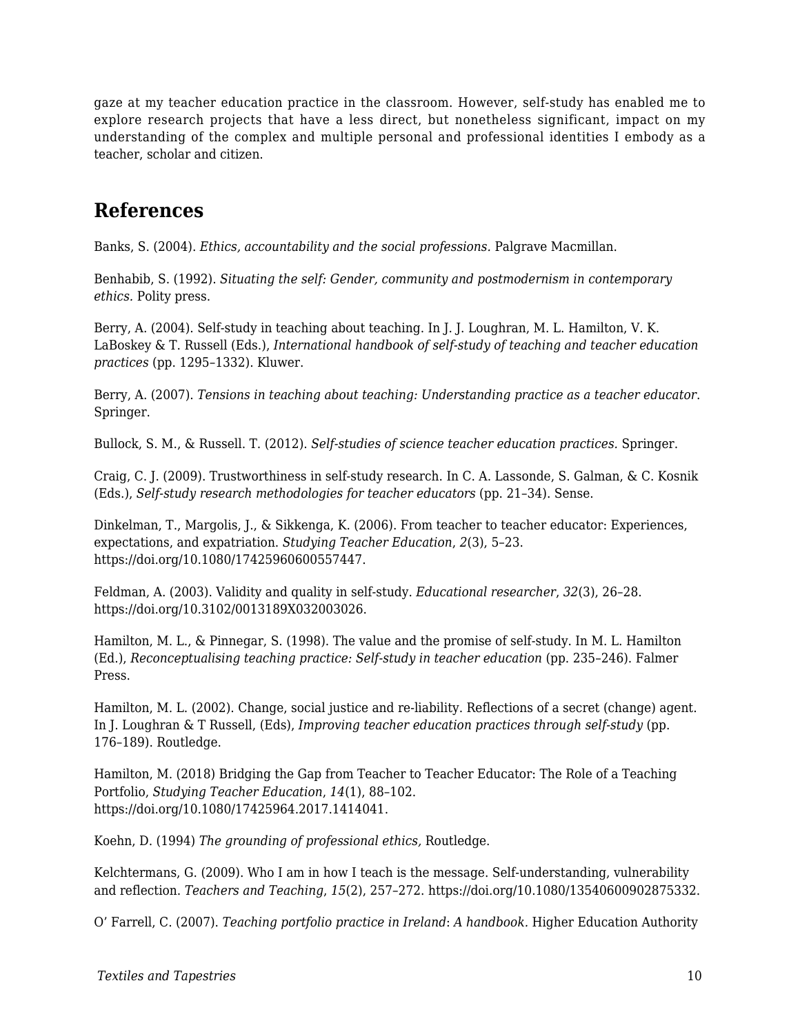gaze at my teacher education practice in the classroom. However, self-study has enabled me to explore research projects that have a less direct, but nonetheless significant, impact on my understanding of the complex and multiple personal and professional identities I embody as a teacher, scholar and citizen.

## References

Banks, S. (2004). *Ethics, accountability and the social professions.* Palgrave Macmillan.

Benhabib, S. (1992). *Situating the self: Gender, community and postmodernism in contemporary ethics.* Polity press.

Berry, A. (2004). Self-study in teaching about teaching. In J. J. Loughran, M. L. Hamilton, V. K. LaBoskey & T. Russell (Eds.), *International handbook of self-study of teaching and teacher education practices* (pp. 1295–1332). Kluwer.

Berry, A. (2007). *Tensions in teaching about teaching: Understanding practice as a teacher educator*. Springer.

Bullock, S. M., & Russell. T. (2012). *Self-studies of science teacher education practices.* Springer.

Craig, C. J. (2009). Trustworthiness in self-study research. In C. A. Lassonde, S. Galman, & C. Kosnik (Eds.), *Self-study research methodologies for teacher educators* (pp. 21–34). Sense.

Dinkelman, T., Margolis, J., & Sikkenga, K. (2006). From teacher to teacher educator: Experiences, expectations, and expatriation. *Studying Teacher Education*, *2*(3), 5–23. https://doi.org/10.1080/17425960600557447.

Feldman, A. (2003). Validity and quality in self-study. *Educational researcher*, *32*(3), 26–28. https://doi.org/10.3102/0013189X032003026.

Hamilton, M. L., & Pinnegar, S. (1998). The value and the promise of self-study. In M. L. Hamilton (Ed.), *Reconceptualising teaching practice: Self-study in teacher education* (pp. 235–246). Falmer Press.

Hamilton, M. L. (2002). Change, social justice and re-liability. Reflections of a secret (change) agent. In J. Loughran & T Russell, (Eds), *Improving teacher education practices through self-study* (pp. 176–189). Routledge.

Hamilton, M. (2018) Bridging the Gap from Teacher to Teacher Educator: The Role of a Teaching Portfolio, *Studying Teacher Education*, *14*(1), 88–102. https://doi.org/10.1080/17425964.2017.1414041.

Koehn, D. (1994) *The grounding of professional ethics,* Routledge.

Kelchtermans, G. (2009). Who I am in how I teach is the message. Self-understanding, vulnerability and reflection. *Teachers and Teaching*, *15*(2), 257–272. https://doi.org/10.1080/13540600902875332.

O' Farrell, C. (2007). *Teaching portfolio practice in Ireland*: *A handbook.* Higher Education Authority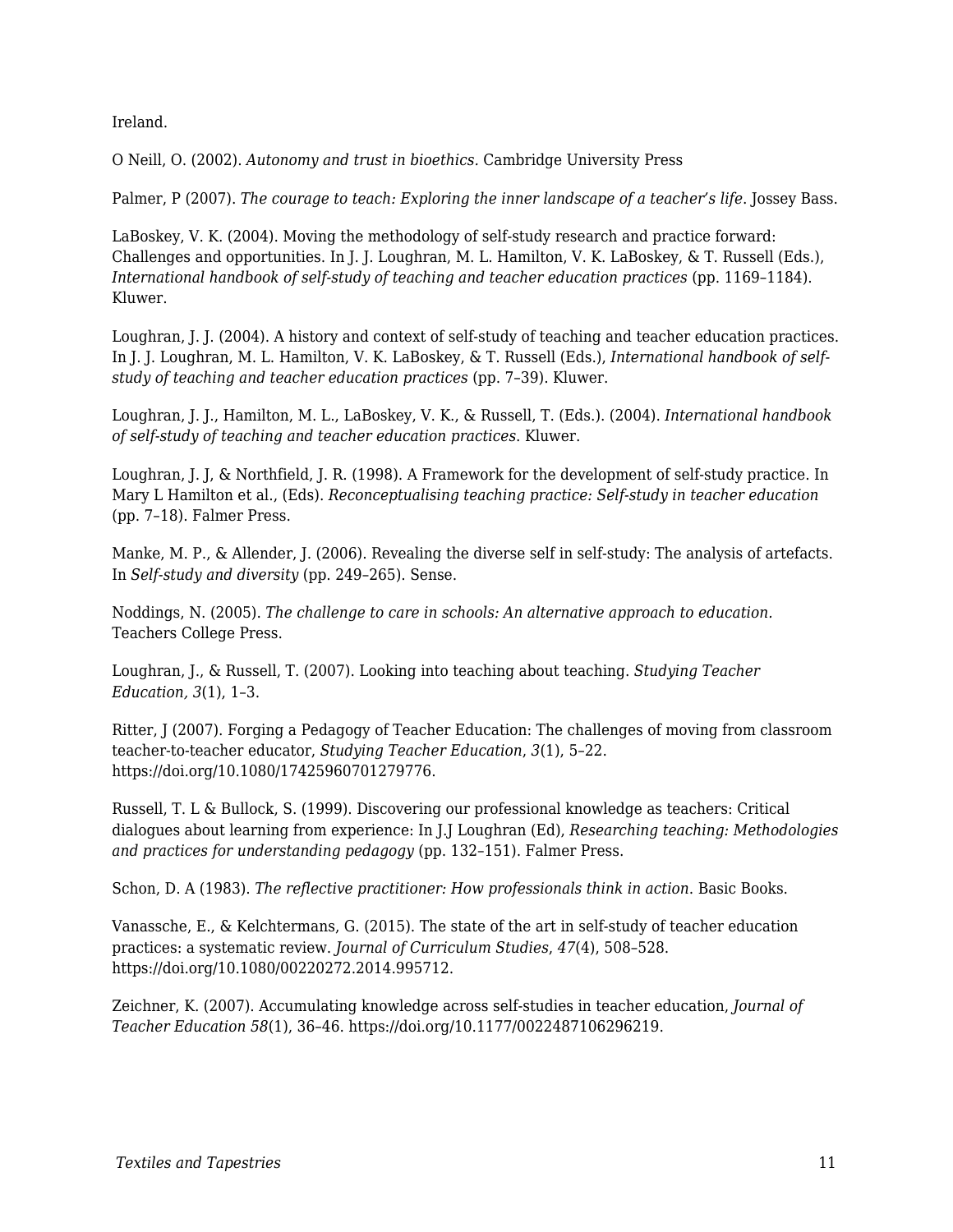Ireland.

O Neill, O. (2002). *Autonomy and trust in bioethics.* Cambridge University Press

Palmer, P (2007). *The courage to teach: Exploring the inner landscape of a teacher's life*. Jossey Bass.

LaBoskey, V. K. (2004). Moving the methodology of self-study research and practice forward: Challenges and opportunities. In J. J. Loughran, M. L. Hamilton, V. K. LaBoskey, & T. Russell (Eds.), *International handbook of self-study of teaching and teacher education practices* (pp. 1169–1184). Kluwer.

Loughran, J. J. (2004). A history and context of self-study of teaching and teacher education practices. In J. J. Loughran, M. L. Hamilton, V. K. LaBoskey, & T. Russell (Eds.), *International handbook of self-study of teaching and teacher education practices* (pp. 7–39). Kluwer.

Loughran, J. J., Hamilton, M. L., LaBoskey, V. K., & Russell, T. (Eds.). (2004). *International handbook of self-study of teaching and teacher education practices.* Kluwer.

Loughran, J. J, & Northfield, J. R. (1998). A Framework for the development of self-study practice. In Mary L Hamilton et al., (Eds). *Reconceptualising teaching practice: Self-study in teacher education* (pp. 7–18). Falmer Press.

Manke, M. P., & Allender, J. (2006). Revealing the diverse self in self-study: The analysis of artefacts. In *Self-study and diversity* (pp. 249–265). Sense.

Noddings, N. (2005). *The challenge to care in schools: An alternative approach to education.* Teachers College Press.

Loughran, J., & Russell, T. (2007). Looking into teaching about teaching. *Studying Teacher Education, 3*(1), 1–3.

Ritter, J (2007). Forging a Pedagogy of Teacher Education: The challenges of moving from classroom teacher-to-teacher educator, *Studying Teacher Education*, *3*(1), 5–22. https://doi.org/10.1080/17425960701279776.

Russell, T. L & Bullock, S. (1999). Discovering our professional knowledge as teachers: Critical dialogues about learning from experience: In J.J Loughran (Ed), *Researching teaching: Methodologies and practices for understanding pedagogy* (pp. 132–151). Falmer Press.

Schon, D. A (1983). *The reflective practitioner: How professionals think in action*. Basic Books.

Vanassche, E., & Kelchtermans, G. (2015). The state of the art in self-study of teacher education practices: a systematic review. *Journal of Curriculum Studies*, *47*(4), 508–528. https://doi.org/10.1080/00220272.2014.995712.

Zeichner, K. (2007). Accumulating knowledge across self-studies in teacher education, *Journal of Teacher Education 58*(1), 36–46. https://doi.org/10.1177/0022487106296219.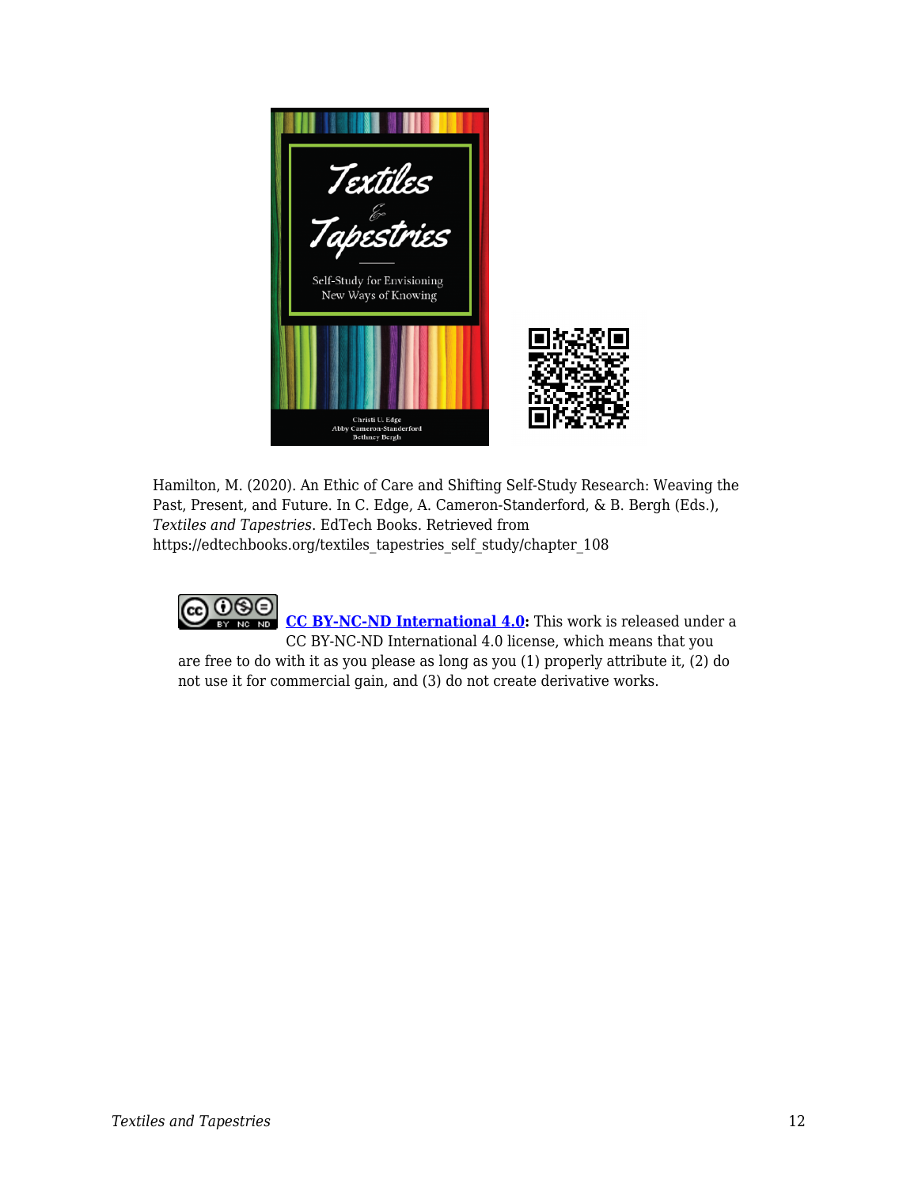Hamilton, M. (2020). An Ethic of Care and Shifting Self-Study Research: Weaving the Past, Present, and Future. In C. Edge, A. Cameron-Standerford, & B. Bergh (Eds.), *Textiles and Tapestries*. EdTech Books. Retrieved from https://edtechbooks.org/textiles_tapestries_self_study/chapter_108

**CC BY-NC-ND International 4.0:** This work is released under a CC BY-NC-ND International 4.0 license, which means that you are free to do with it as you please as long as you (1) properly attribute it, (2) do not use it for commercial gain, and (3) do not create derivative works.